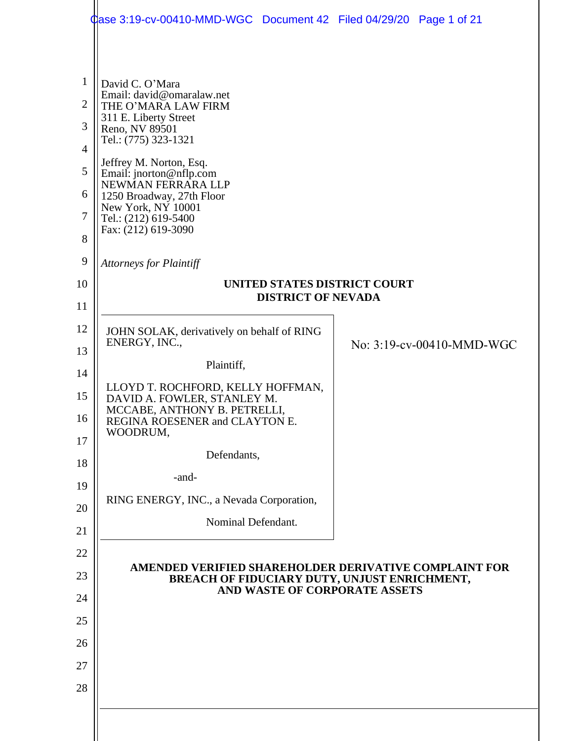David C. O'Mara
Email: david@omaralaw.net
THE O'MARA LAW FIRM
311 E. Liberty Street
Reno, NV 89501
Tel.: (775) 323-1321

Jeffrey M. Norton, Esq.
Email: jnorton@nflp.com
NEWMAN FERRARA LLP
1250 Broadway, 27th Floor
New York, NY 10001
Tel.: (212) 619-5400
Fax: (212) 619-3090

*Attorneys for Plaintiff*

**UNITED STATES DISTRICT COURT**
**DISTRICT OF NEVADA**

JOHN SOLAK, derivatively on behalf of RING ENERGY, INC.,

Plaintiff,

LLOYD T. ROCHFORD, KELLY HOFFMAN, DAVID A. FOWLER, STANLEY M. MCCABE, ANTHONY B. PETRELLI, REGINA ROESENER and CLAYTON E. WOODRUM,

Defendants,

-and-

RING ENERGY, INC., a Nevada Corporation,

Nominal Defendant.

No: 3:19-cv-00410-MMD-WGC

**AMENDED VERIFIED SHAREHOLDER DERIVATIVE COMPLAINT FOR BREACH OF FIDUCIARY DUTY, UNJUST ENRICHMENT, AND WASTE OF CORPORATE ASSETS**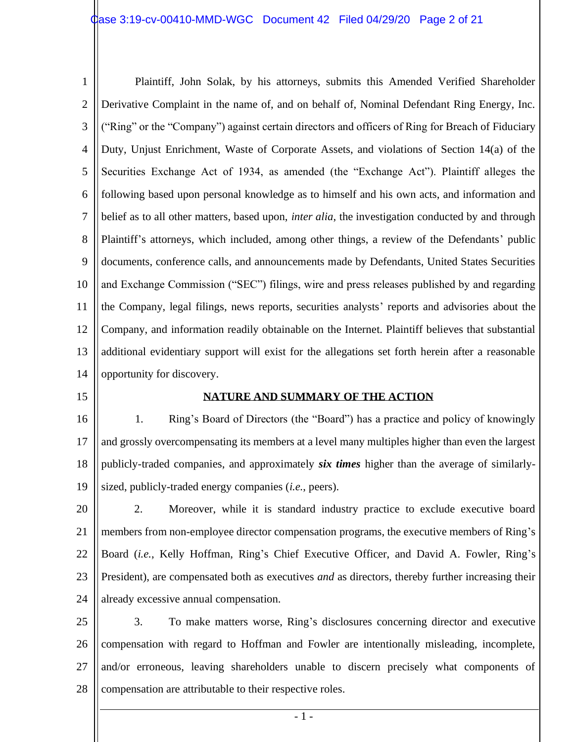Plaintiff, John Solak, by his attorneys, submits this Amended Verified Shareholder Derivative Complaint in the name of, and on behalf of, Nominal Defendant Ring Energy, Inc. ("Ring" or the "Company") against certain directors and officers of Ring for Breach of Fiduciary Duty, Unjust Enrichment, Waste of Corporate Assets, and violations of Section 14(a) of the Securities Exchange Act of 1934, as amended (the "Exchange Act"). Plaintiff alleges the following based upon personal knowledge as to himself and his own acts, and information and belief as to all other matters, based upon, *inter alia*, the investigation conducted by and through Plaintiff's attorneys, which included, among other things, a review of the Defendants' public documents, conference calls, and announcements made by Defendants, United States Securities and Exchange Commission ("SEC") filings, wire and press releases published by and regarding the Company, legal filings, news reports, securities analysts' reports and advisories about the Company, and information readily obtainable on the Internet. Plaintiff believes that substantial additional evidentiary support will exist for the allegations set forth herein after a reasonable opportunity for discovery.

## NATURE AND SUMMARY OF THE ACTION

1. Ring's Board of Directors (the "Board") has a practice and policy of knowingly and grossly overcompensating its members at a level many multiples higher than even the largest publicly-traded companies, and approximately ***six times*** higher than the average of similarly-sized, publicly-traded energy companies (*i.e.*, peers).

2. Moreover, while it is standard industry practice to exclude executive board members from non-employee director compensation programs, the executive members of Ring's Board (*i.e.*, Kelly Hoffman, Ring's Chief Executive Officer, and David A. Fowler, Ring's President), are compensated both as executives *and* as directors, thereby further increasing their already excessive annual compensation.

3. To make matters worse, Ring's disclosures concerning director and executive compensation with regard to Hoffman and Fowler are intentionally misleading, incomplete, and/or erroneous, leaving shareholders unable to discern precisely what components of compensation are attributable to their respective roles.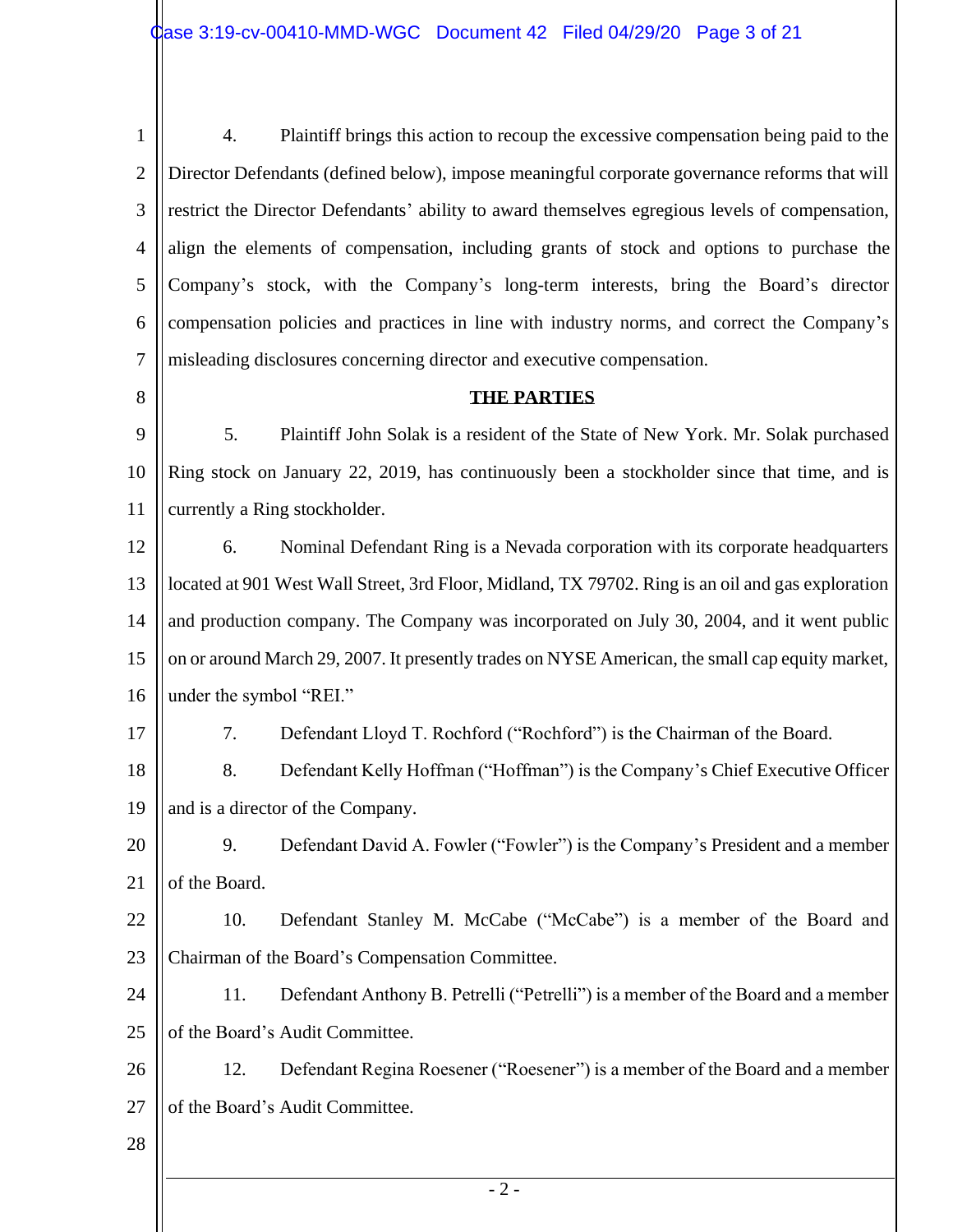4. Plaintiff brings this action to recoup the excessive compensation being paid to the Director Defendants (defined below), impose meaningful corporate governance reforms that will restrict the Director Defendants' ability to award themselves egregious levels of compensation, align the elements of compensation, including grants of stock and options to purchase the Company's stock, with the Company's long-term interests, bring the Board's director compensation policies and practices in line with industry norms, and correct the Company's misleading disclosures concerning director and executive compensation.

## THE PARTIES

5. Plaintiff John Solak is a resident of the State of New York. Mr. Solak purchased Ring stock on January 22, 2019, has continuously been a stockholder since that time, and is currently a Ring stockholder.

6. Nominal Defendant Ring is a Nevada corporation with its corporate headquarters located at 901 West Wall Street, 3rd Floor, Midland, TX 79702. Ring is an oil and gas exploration and production company. The Company was incorporated on July 30, 2004, and it went public on or around March 29, 2007. It presently trades on NYSE American, the small cap equity market, under the symbol "REI."

7. Defendant Lloyd T. Rochford ("Rochford") is the Chairman of the Board.

8. Defendant Kelly Hoffman ("Hoffman") is the Company's Chief Executive Officer and is a director of the Company.

9. Defendant David A. Fowler ("Fowler") is the Company's President and a member of the Board.

10. Defendant Stanley M. McCabe ("McCabe") is a member of the Board and Chairman of the Board's Compensation Committee.

11. Defendant Anthony B. Petrelli ("Petrelli") is a member of the Board and a member of the Board's Audit Committee.

12. Defendant Regina Roesener ("Roesener") is a member of the Board and a member of the Board's Audit Committee.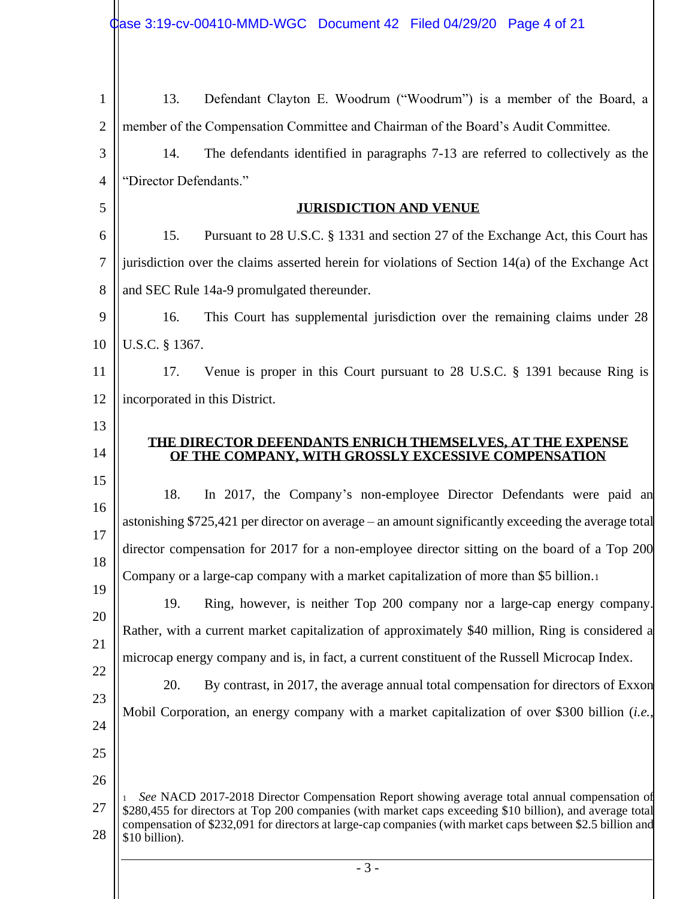13. Defendant Clayton E. Woodrum ("Woodrum") is a member of the Board, a member of the Compensation Committee and Chairman of the Board's Audit Committee.

14. The defendants identified in paragraphs 7-13 are referred to collectively as the "Director Defendants."

## JURISDICTION AND VENUE

15. Pursuant to 28 U.S.C. § 1331 and section 27 of the Exchange Act, this Court has jurisdiction over the claims asserted herein for violations of Section 14(a) of the Exchange Act and SEC Rule 14a-9 promulgated thereunder.

16. This Court has supplemental jurisdiction over the remaining claims under 28 U.S.C. § 1367.

17. Venue is proper in this Court pursuant to 28 U.S.C. § 1391 because Ring is incorporated in this District.

## THE DIRECTOR DEFENDANTS ENRICH THEMSELVES, AT THE EXPENSE OF THE COMPANY, WITH GROSSLY EXCESSIVE COMPENSATION

18. In 2017, the Company's non-employee Director Defendants were paid an astonishing $725,421 per director on average – an amount significantly exceeding the average total director compensation for 2017 for a non-employee director sitting on the board of a Top 200 Company or a large-cap company with a market capitalization of more than $5 billion.[1]

19. Ring, however, is neither Top 200 company nor a large-cap energy company. Rather, with a current market capitalization of approximately $40 million, Ring is considered a microcap energy company and is, in fact, a current constituent of the Russell Microcap Index.

20. By contrast, in 2017, the average annual total compensation for directors of Exxon Mobil Corporation, an energy company with a market capitalization of over $300 billion (*i.e.*,

[1] *See* NACD 2017-2018 Director Compensation Report showing average total annual compensation of $280,455 for directors at Top 200 companies (with market caps exceeding $10 billion), and average total compensation of $232,091 for directors at large-cap companies (with market caps between $2.5 billion and $10 billion).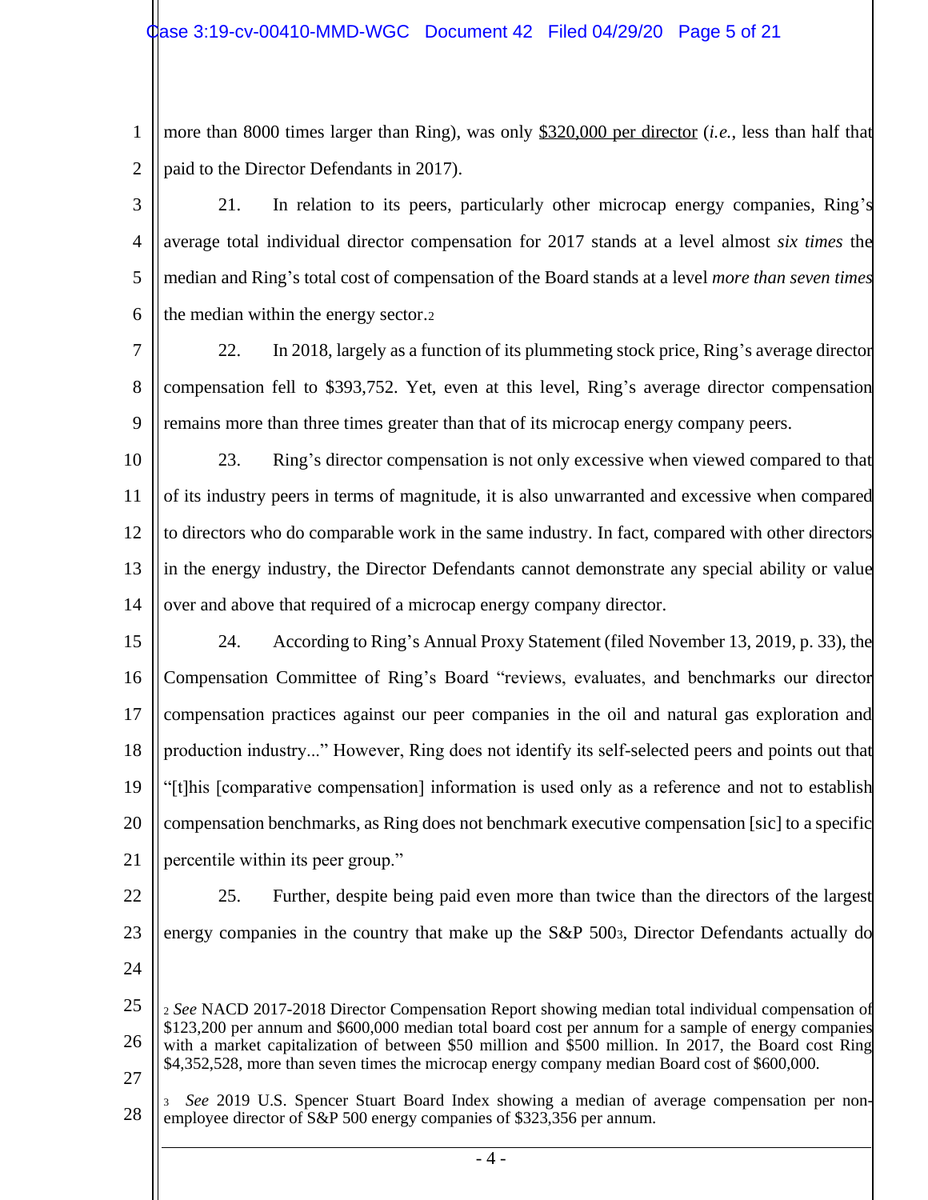more than 8000 times larger than Ring), was only <u>$320,000 per director</u> (*i.e.*, less than half that paid to the Director Defendants in 2017).

21. In relation to its peers, particularly other microcap energy companies, Ring's average total individual director compensation for 2017 stands at a level almost *six times* the median and Ring's total cost of compensation of the Board stands at a level *more than seven times* the median within the energy sector.[2]

22. In 2018, largely as a function of its plummeting stock price, Ring's average director compensation fell to $393,752. Yet, even at this level, Ring's average director compensation remains more than three times greater than that of its microcap energy company peers.

23. Ring's director compensation is not only excessive when viewed compared to that of its industry peers in terms of magnitude, it is also unwarranted and excessive when compared to directors who do comparable work in the same industry. In fact, compared with other directors in the energy industry, the Director Defendants cannot demonstrate any special ability or value over and above that required of a microcap energy company director.

24. According to Ring's Annual Proxy Statement (filed November 13, 2019, p. 33), the Compensation Committee of Ring's Board "reviews, evaluates, and benchmarks our director compensation practices against our peer companies in the oil and natural gas exploration and production industry..." However, Ring does not identify its self-selected peers and points out that "[t]his [comparative compensation] information is used only as a reference and not to establish compensation benchmarks, as Ring does not benchmark executive compensation [sic] to a specific percentile within its peer group."

25. Further, despite being paid even more than twice than the directors of the largest energy companies in the country that make up the S&P 500[3], Director Defendants actually do

---

[2] *See* NACD 2017-2018 Director Compensation Report showing median total individual compensation of $123,200 per annum and $600,000 median total board cost per annum for a sample of energy companies with a market capitalization of between $50 million and $500 million. In 2017, the Board cost Ring $4,352,528, more than seven times the microcap energy company median Board cost of $600,000.

[3] *See* 2019 U.S. Spencer Stuart Board Index showing a median of average compensation per non-employee director of S&P 500 energy companies of $323,356 per annum.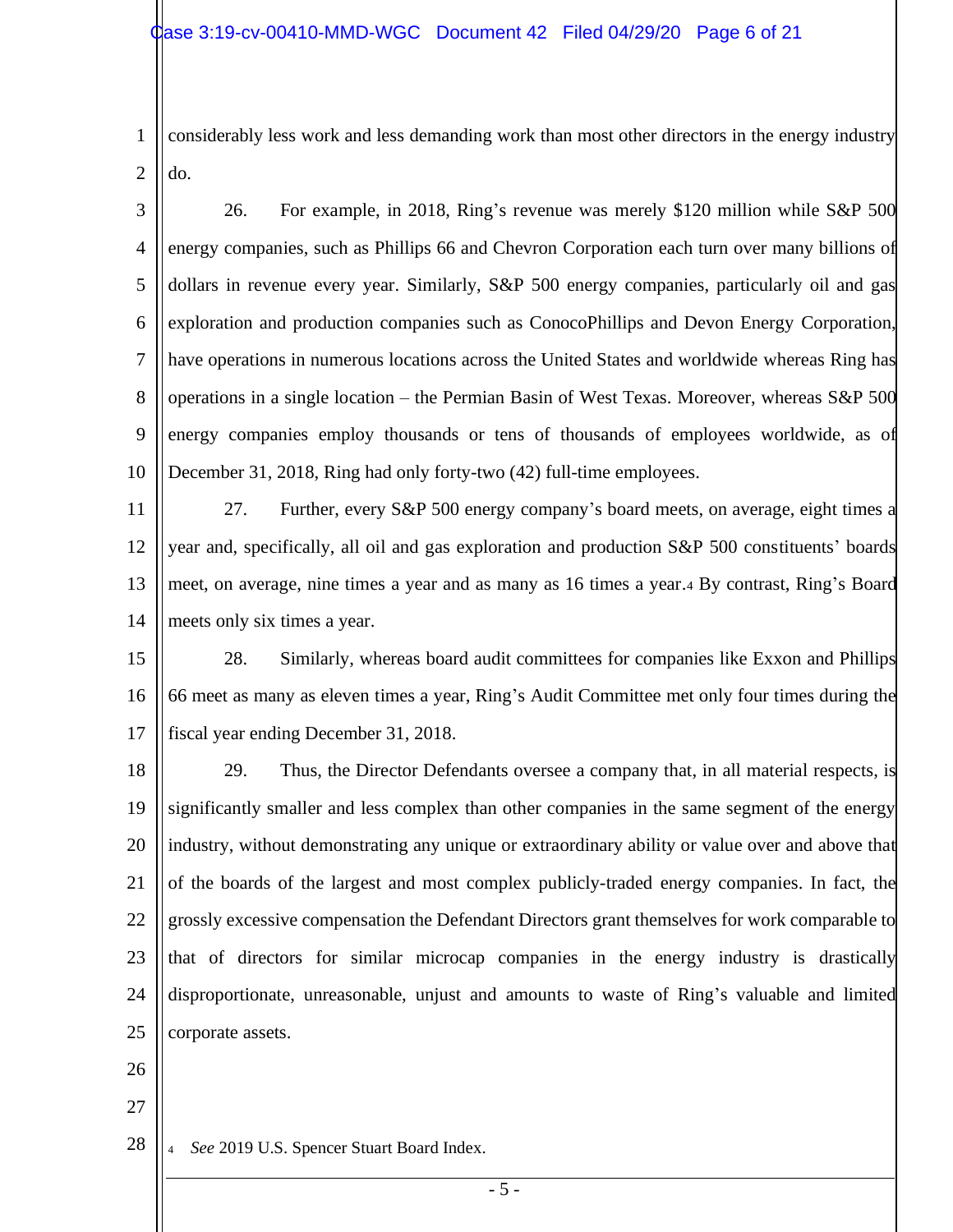considerably less work and less demanding work than most other directors in the energy industry do.

26. For example, in 2018, Ring's revenue was merely $120 million while S&P 500 energy companies, such as Phillips 66 and Chevron Corporation each turn over many billions of dollars in revenue every year. Similarly, S&P 500 energy companies, particularly oil and gas exploration and production companies such as ConocoPhillips and Devon Energy Corporation, have operations in numerous locations across the United States and worldwide whereas Ring has operations in a single location – the Permian Basin of West Texas. Moreover, whereas S&P 500 energy companies employ thousands or tens of thousands of employees worldwide, as of December 31, 2018, Ring had only forty-two (42) full-time employees.

27. Further, every S&P 500 energy company's board meets, on average, eight times a year and, specifically, all oil and gas exploration and production S&P 500 constituents' boards meet, on average, nine times a year and as many as 16 times a year.[4] By contrast, Ring's Board meets only six times a year.

28. Similarly, whereas board audit committees for companies like Exxon and Phillips 66 meet as many as eleven times a year, Ring's Audit Committee met only four times during the fiscal year ending December 31, 2018.

29. Thus, the Director Defendants oversee a company that, in all material respects, is significantly smaller and less complex than other companies in the same segment of the energy industry, without demonstrating any unique or extraordinary ability or value over and above that of the boards of the largest and most complex publicly-traded energy companies. In fact, the grossly excessive compensation the Defendant Directors grant themselves for work comparable to that of directors for similar microcap companies in the energy industry is drastically disproportionate, unreasonable, unjust and amounts to waste of Ring's valuable and limited corporate assets.

[4] *See* 2019 U.S. Spencer Stuart Board Index.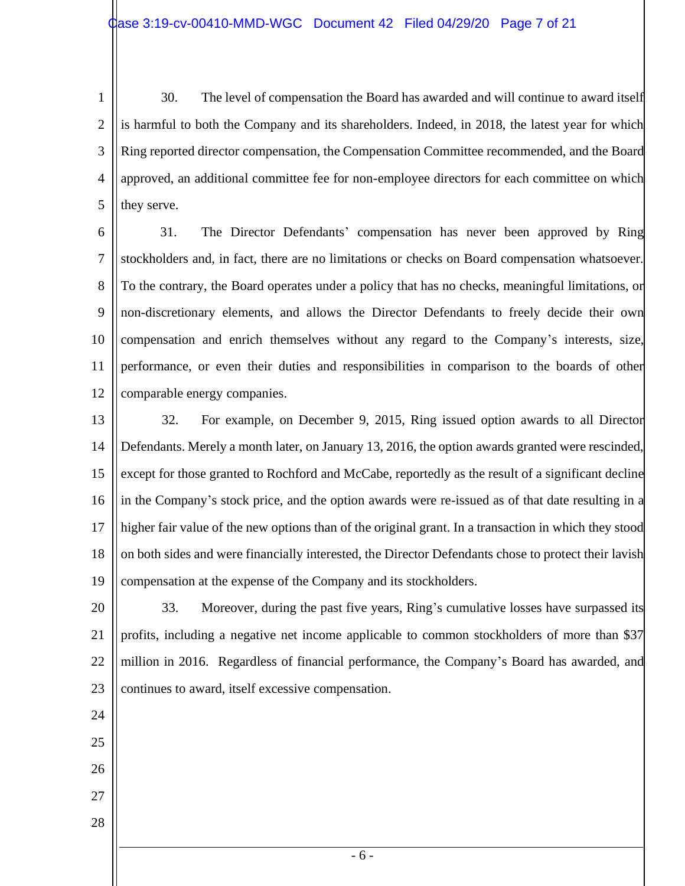30. The level of compensation the Board has awarded and will continue to award itself is harmful to both the Company and its shareholders. Indeed, in 2018, the latest year for which Ring reported director compensation, the Compensation Committee recommended, and the Board approved, an additional committee fee for non-employee directors for each committee on which they serve.

31. The Director Defendants' compensation has never been approved by Ring stockholders and, in fact, there are no limitations or checks on Board compensation whatsoever. To the contrary, the Board operates under a policy that has no checks, meaningful limitations, or non-discretionary elements, and allows the Director Defendants to freely decide their own compensation and enrich themselves without any regard to the Company's interests, size, performance, or even their duties and responsibilities in comparison to the boards of other comparable energy companies.

32. For example, on December 9, 2015, Ring issued option awards to all Director Defendants. Merely a month later, on January 13, 2016, the option awards granted were rescinded, except for those granted to Rochford and McCabe, reportedly as the result of a significant decline in the Company's stock price, and the option awards were re-issued as of that date resulting in a higher fair value of the new options than of the original grant. In a transaction in which they stood on both sides and were financially interested, the Director Defendants chose to protect their lavish compensation at the expense of the Company and its stockholders.

33. Moreover, during the past five years, Ring's cumulative losses have surpassed its profits, including a negative net income applicable to common stockholders of more than $37 million in 2016. Regardless of financial performance, the Company's Board has awarded, and continues to award, itself excessive compensation.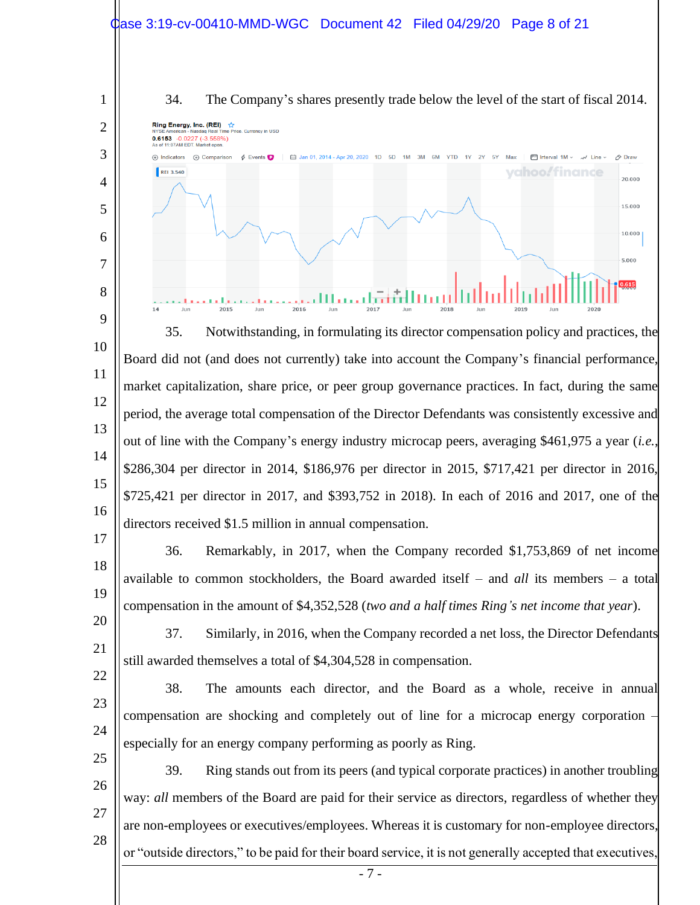34. The Company's shares presently trade below the level of the start of fiscal 2014.

35. Notwithstanding, in formulating its director compensation policy and practices, the Board did not (and does not currently) take into account the Company's financial performance, market capitalization, share price, or peer group governance practices. In fact, during the same period, the average total compensation of the Director Defendants was consistently excessive and out of line with the Company's energy industry microcap peers, averaging $461,975 a year (*i.e.*, $286,304 per director in 2014, $186,976 per director in 2015, $717,421 per director in 2016, $725,421 per director in 2017, and $393,752 in 2018). In each of 2016 and 2017, one of the directors received $1.5 million in annual compensation.

36. Remarkably, in 2017, when the Company recorded $1,753,869 of net income available to common stockholders, the Board awarded itself – and *all* its members – a total compensation in the amount of $4,352,528 (*two and a half times Ring's net income that year*).

37. Similarly, in 2016, when the Company recorded a net loss, the Director Defendants still awarded themselves a total of $4,304,528 in compensation.

38. The amounts each director, and the Board as a whole, receive in annual compensation are shocking and completely out of line for a microcap energy corporation – especially for an energy company performing as poorly as Ring.

39. Ring stands out from its peers (and typical corporate practices) in another troubling way: *all* members of the Board are paid for their service as directors, regardless of whether they are non-employees or executives/employees. Whereas it is customary for non-employee directors, or "outside directors," to be paid for their board service, it is not generally accepted that executives,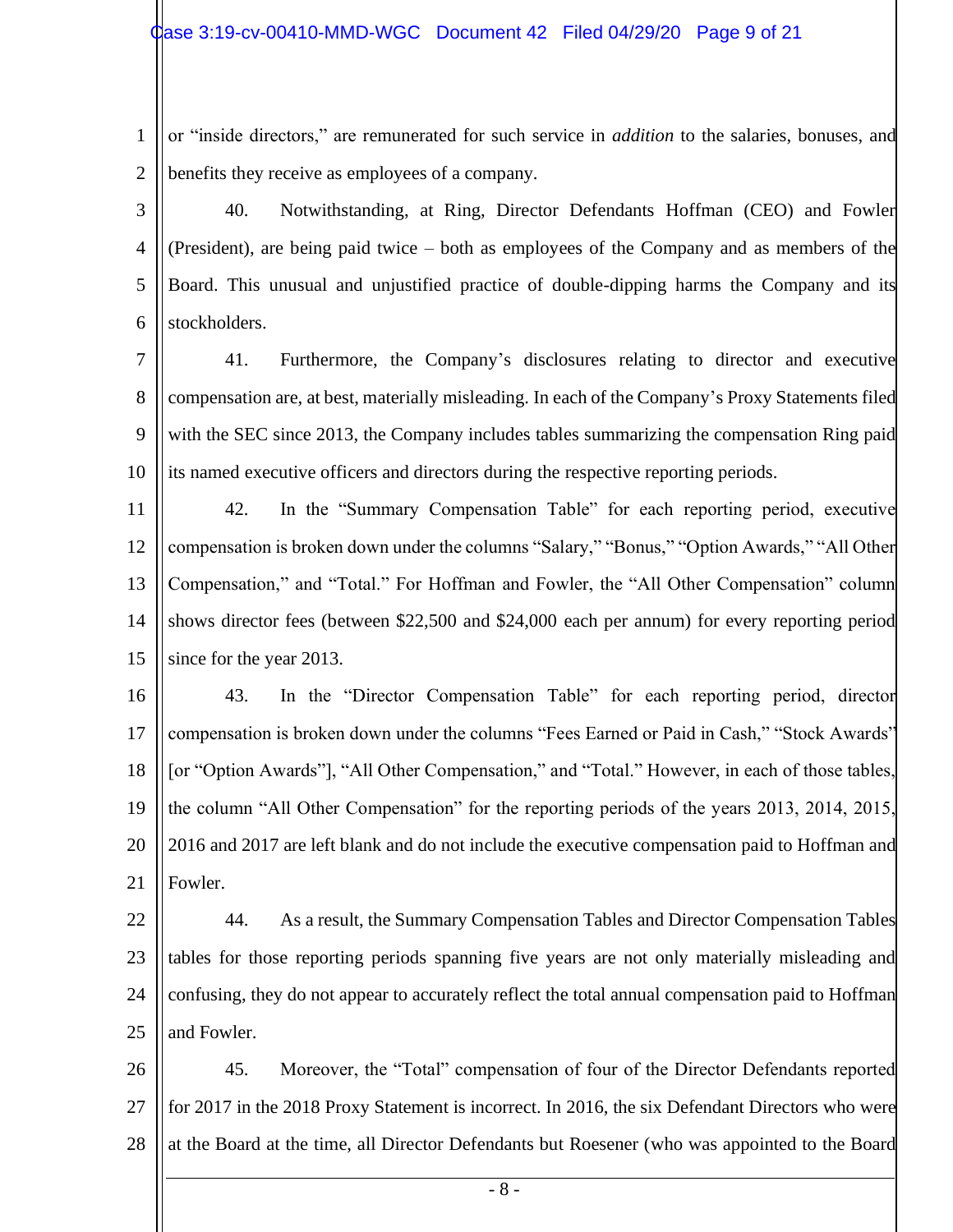or "inside directors," are remunerated for such service in *addition* to the salaries, bonuses, and benefits they receive as employees of a company.

40. Notwithstanding, at Ring, Director Defendants Hoffman (CEO) and Fowler (President), are being paid twice – both as employees of the Company and as members of the Board. This unusual and unjustified practice of double-dipping harms the Company and its stockholders.

41. Furthermore, the Company's disclosures relating to director and executive compensation are, at best, materially misleading. In each of the Company's Proxy Statements filed with the SEC since 2013, the Company includes tables summarizing the compensation Ring paid its named executive officers and directors during the respective reporting periods.

42. In the "Summary Compensation Table" for each reporting period, executive compensation is broken down under the columns "Salary," "Bonus," "Option Awards," "All Other Compensation," and "Total." For Hoffman and Fowler, the "All Other Compensation" column shows director fees (between $22,500 and $24,000 each per annum) for every reporting period since for the year 2013.

43. In the "Director Compensation Table" for each reporting period, director compensation is broken down under the columns "Fees Earned or Paid in Cash," "Stock Awards" [or "Option Awards"], "All Other Compensation," and "Total." However, in each of those tables, the column "All Other Compensation" for the reporting periods of the years 2013, 2014, 2015, 2016 and 2017 are left blank and do not include the executive compensation paid to Hoffman and Fowler.

44. As a result, the Summary Compensation Tables and Director Compensation Tables tables for those reporting periods spanning five years are not only materially misleading and confusing, they do not appear to accurately reflect the total annual compensation paid to Hoffman and Fowler.

45. Moreover, the "Total" compensation of four of the Director Defendants reported for 2017 in the 2018 Proxy Statement is incorrect. In 2016, the six Defendant Directors who were at the Board at the time, all Director Defendants but Roesener (who was appointed to the Board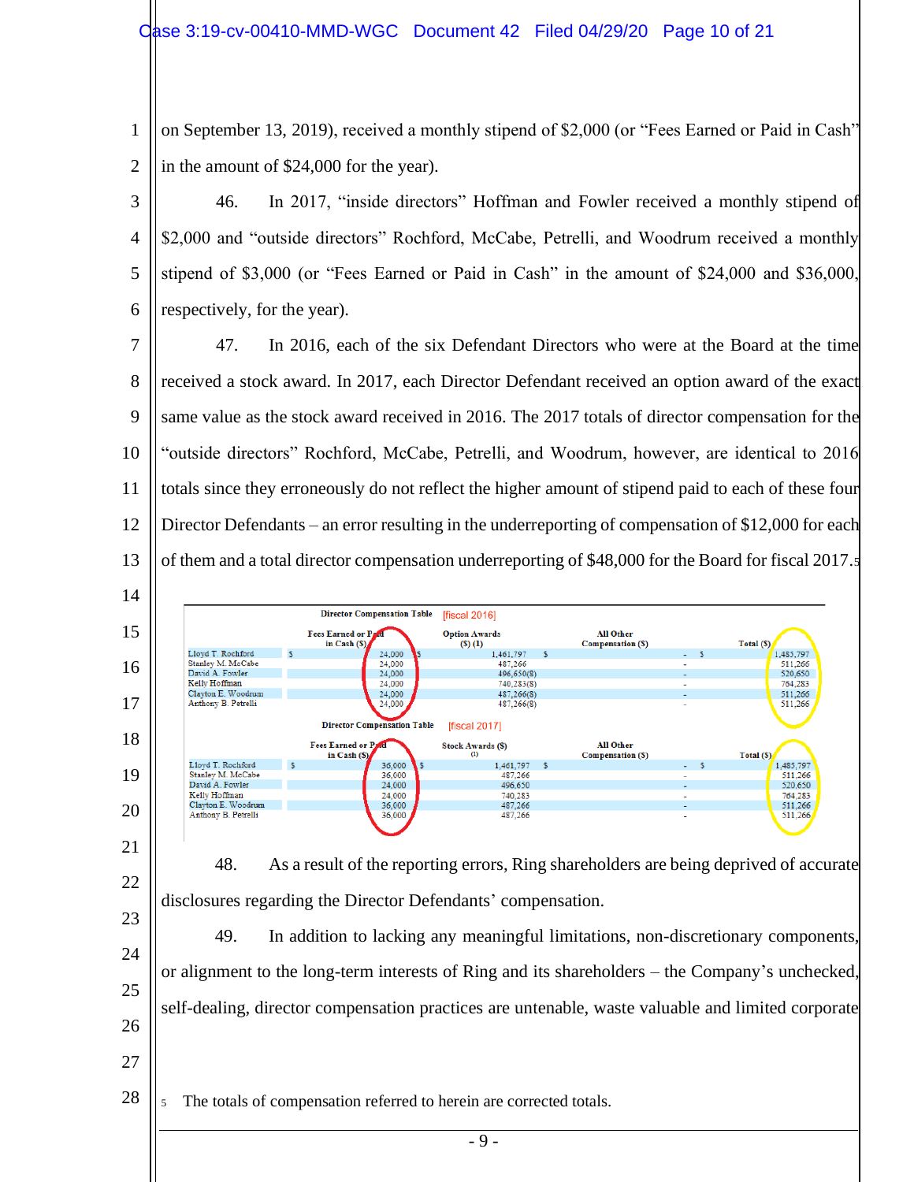on September 13, 2019), received a monthly stipend of $2,000 (or "Fees Earned or Paid in Cash" in the amount of $24,000 for the year).

46. In 2017, "inside directors" Hoffman and Fowler received a monthly stipend of $2,000 and "outside directors" Rochford, McCabe, Petrelli, and Woodrum received a monthly stipend of $3,000 (or "Fees Earned or Paid in Cash" in the amount of $24,000 and $36,000, respectively, for the year).

47. In 2016, each of the six Defendant Directors who were at the Board at the time received a stock award. In 2017, each Director Defendant received an option award of the exact same value as the stock award received in 2016. The 2017 totals of director compensation for the "outside directors" Rochford, McCabe, Petrelli, and Woodrum, however, are identical to 2016 totals since they erroneously do not reflect the higher amount of stipend paid to each of these four Director Defendants – an error resulting in the underreporting of compensation of $12,000 for each of them and a total director compensation underreporting of $48,000 for the Board for fiscal 2017.[5]

**Director Compensation Table** [fiscal 2016]

| | Fees Earned or Paid in Cash ($) | Option Awards ($) (1) | All Other Compensation ($) | Total ($) |
|---|---|---|---|---|
| Lloyd T. Rochford | $ 24,000 | $ 1,461,797 | $ - | $ 1,485,797 |
| Stanley M. McCabe | 24,000 | 487,266 | - | 511,266 |
| David A. Fowler | 24,000 | 496,650(8) | - | 520,650 |
| Kelly Hoffman | 24,000 | 740,283(8) | - | 764,283 |
| Clayton E. Woodrum | 24,000 | 487,266(8) | - | 511,266 |
| Anthony B. Petrelli | 24,000 | 487,266(8) | - | 511,266 |

**Director Compensation Table** [fiscal 2017]

| | Fees Earned or Paid in Cash ($) | Stock Awards ($) (1) | All Other Compensation ($) | Total ($) |
|---|---|---|---|---|
| Lloyd T. Rochford | $ 36,000 | $ 1,461,797 | $ - | $ 1,485,797 |
| Stanley M. McCabe | 36,000 | 487,266 | - | 511,266 |
| David A. Fowler | 24,000 | 496,650 | - | 520,650 |
| Kelly Hoffman | 24,000 | 740,283 | - | 764,283 |
| Clayton E. Woodrum | 36,000 | 487,266 | - | 511,266 |
| Anthony B. Petrelli | 36,000 | 487,266 | - | 511,266 |

48. As a result of the reporting errors, Ring shareholders are being deprived of accurate disclosures regarding the Director Defendants' compensation.

49. In addition to lacking any meaningful limitations, non-discretionary components, or alignment to the long-term interests of Ring and its shareholders – the Company's unchecked, self-dealing, director compensation practices are untenable, waste valuable and limited corporate

[5] The totals of compensation referred to herein are corrected totals.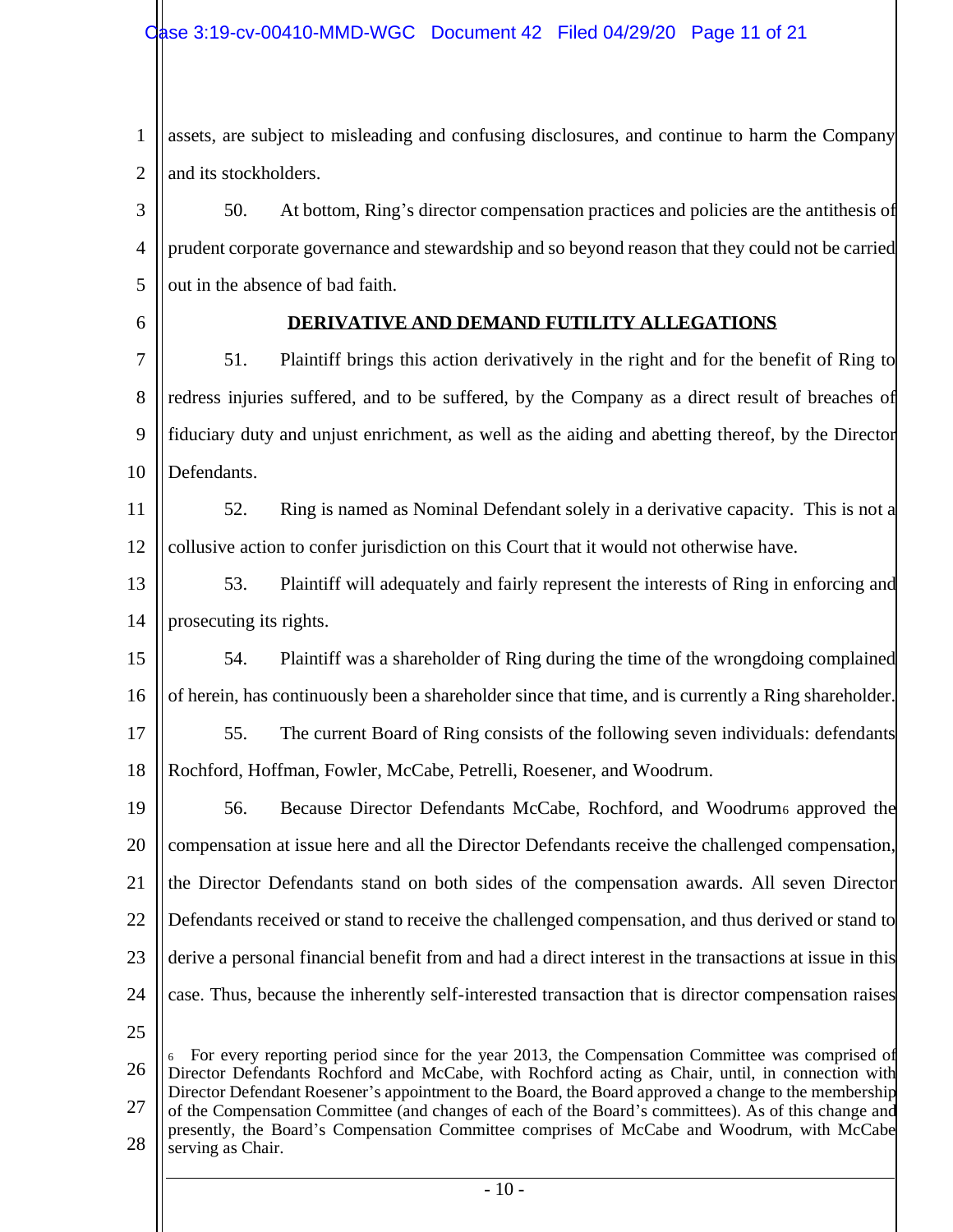assets, are subject to misleading and confusing disclosures, and continue to harm the Company and its stockholders.

50. At bottom, Ring's director compensation practices and policies are the antithesis of prudent corporate governance and stewardship and so beyond reason that they could not be carried out in the absence of bad faith.

## DERIVATIVE AND DEMAND FUTILITY ALLEGATIONS

51. Plaintiff brings this action derivatively in the right and for the benefit of Ring to redress injuries suffered, and to be suffered, by the Company as a direct result of breaches of fiduciary duty and unjust enrichment, as well as the aiding and abetting thereof, by the Director Defendants.

52. Ring is named as Nominal Defendant solely in a derivative capacity. This is not a collusive action to confer jurisdiction on this Court that it would not otherwise have.

53. Plaintiff will adequately and fairly represent the interests of Ring in enforcing and prosecuting its rights.

54. Plaintiff was a shareholder of Ring during the time of the wrongdoing complained of herein, has continuously been a shareholder since that time, and is currently a Ring shareholder.

55. The current Board of Ring consists of the following seven individuals: defendants Rochford, Hoffman, Fowler, McCabe, Petrelli, Roesener, and Woodrum.

56. Because Director Defendants McCabe, Rochford, and Woodrum[6] approved the compensation at issue here and all the Director Defendants receive the challenged compensation, the Director Defendants stand on both sides of the compensation awards. All seven Director Defendants received or stand to receive the challenged compensation, and thus derived or stand to derive a personal financial benefit from and had a direct interest in the transactions at issue in this case. Thus, because the inherently self-interested transaction that is director compensation raises

[6] For every reporting period since for the year 2013, the Compensation Committee was comprised of Director Defendants Rochford and McCabe, with Rochford acting as Chair, until, in connection with Director Defendant Roesener's appointment to the Board, the Board approved a change to the membership of the Compensation Committee (and changes of each of the Board's committees). As of this change and presently, the Board's Compensation Committee comprises of McCabe and Woodrum, with McCabe serving as Chair.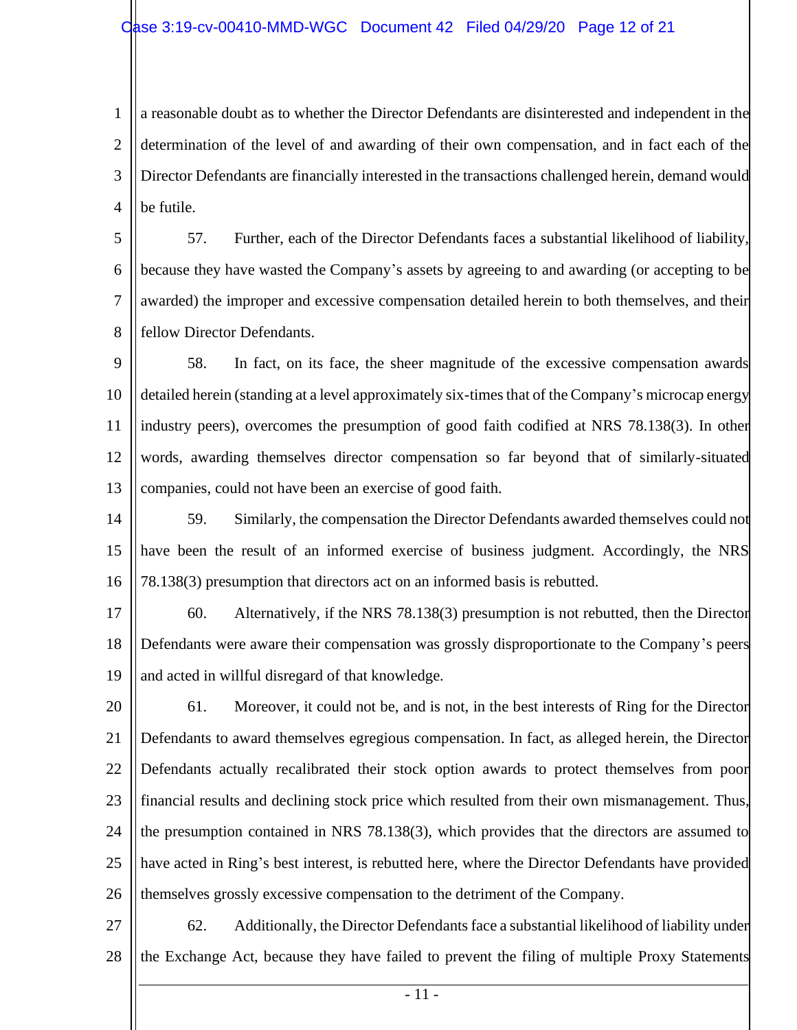a reasonable doubt as to whether the Director Defendants are disinterested and independent in the determination of the level of and awarding of their own compensation, and in fact each of the Director Defendants are financially interested in the transactions challenged herein, demand would be futile.

57. Further, each of the Director Defendants faces a substantial likelihood of liability, because they have wasted the Company's assets by agreeing to and awarding (or accepting to be awarded) the improper and excessive compensation detailed herein to both themselves, and their fellow Director Defendants.

58. In fact, on its face, the sheer magnitude of the excessive compensation awards detailed herein (standing at a level approximately six-times that of the Company's microcap energy industry peers), overcomes the presumption of good faith codified at NRS 78.138(3). In other words, awarding themselves director compensation so far beyond that of similarly-situated companies, could not have been an exercise of good faith.

59. Similarly, the compensation the Director Defendants awarded themselves could not have been the result of an informed exercise of business judgment. Accordingly, the NRS 78.138(3) presumption that directors act on an informed basis is rebutted.

60. Alternatively, if the NRS 78.138(3) presumption is not rebutted, then the Director Defendants were aware their compensation was grossly disproportionate to the Company's peers and acted in willful disregard of that knowledge.

61. Moreover, it could not be, and is not, in the best interests of Ring for the Director Defendants to award themselves egregious compensation. In fact, as alleged herein, the Director Defendants actually recalibrated their stock option awards to protect themselves from poor financial results and declining stock price which resulted from their own mismanagement. Thus, the presumption contained in NRS 78.138(3), which provides that the directors are assumed to have acted in Ring's best interest, is rebutted here, where the Director Defendants have provided themselves grossly excessive compensation to the detriment of the Company.

62. Additionally, the Director Defendants face a substantial likelihood of liability under the Exchange Act, because they have failed to prevent the filing of multiple Proxy Statements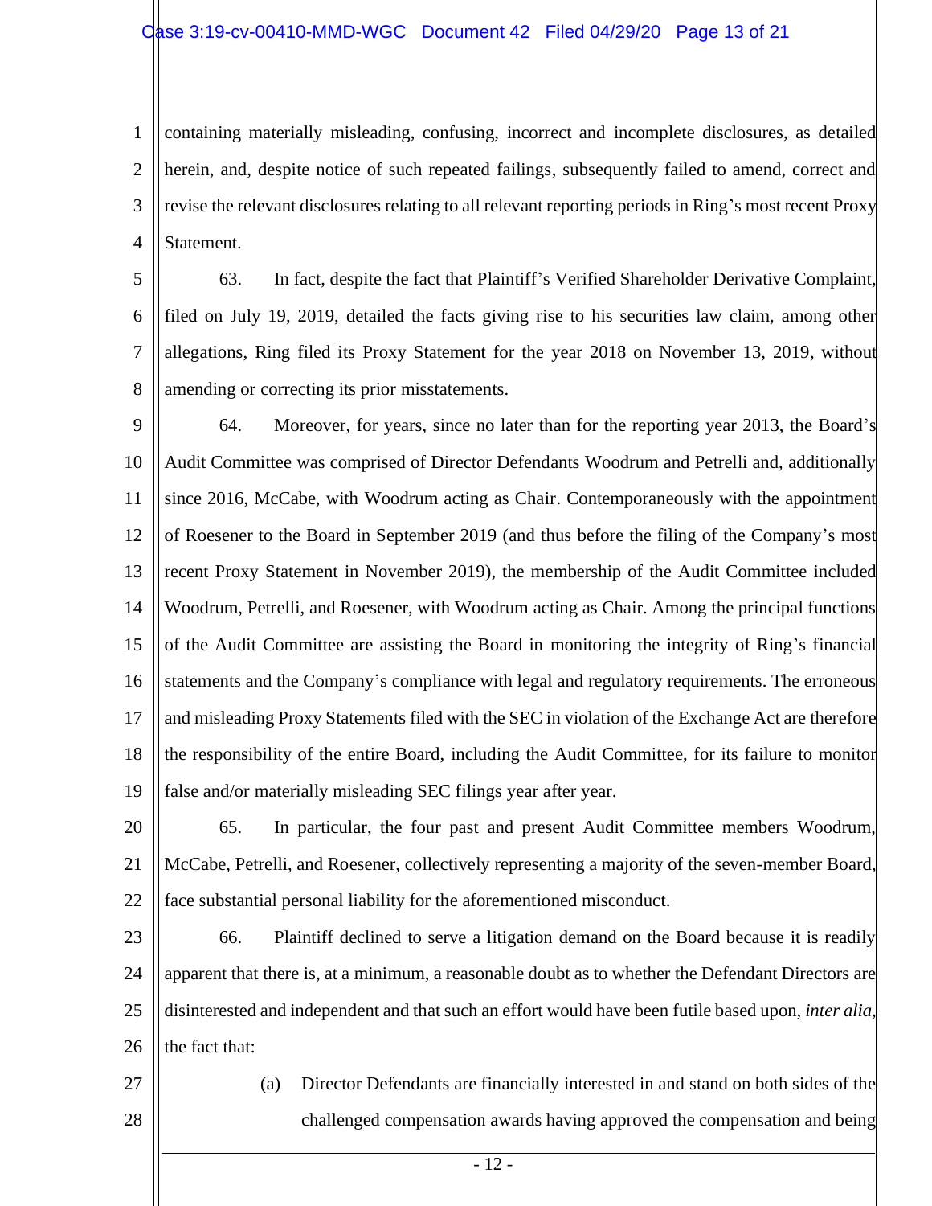containing materially misleading, confusing, incorrect and incomplete disclosures, as detailed herein, and, despite notice of such repeated failings, subsequently failed to amend, correct and revise the relevant disclosures relating to all relevant reporting periods in Ring's most recent Proxy Statement.

63. In fact, despite the fact that Plaintiff's Verified Shareholder Derivative Complaint, filed on July 19, 2019, detailed the facts giving rise to his securities law claim, among other allegations, Ring filed its Proxy Statement for the year 2018 on November 13, 2019, without amending or correcting its prior misstatements.

64. Moreover, for years, since no later than for the reporting year 2013, the Board's Audit Committee was comprised of Director Defendants Woodrum and Petrelli and, additionally since 2016, McCabe, with Woodrum acting as Chair. Contemporaneously with the appointment of Roesener to the Board in September 2019 (and thus before the filing of the Company's most recent Proxy Statement in November 2019), the membership of the Audit Committee included Woodrum, Petrelli, and Roesener, with Woodrum acting as Chair. Among the principal functions of the Audit Committee are assisting the Board in monitoring the integrity of Ring's financial statements and the Company's compliance with legal and regulatory requirements. The erroneous and misleading Proxy Statements filed with the SEC in violation of the Exchange Act are therefore the responsibility of the entire Board, including the Audit Committee, for its failure to monitor false and/or materially misleading SEC filings year after year.

65. In particular, the four past and present Audit Committee members Woodrum, McCabe, Petrelli, and Roesener, collectively representing a majority of the seven-member Board, face substantial personal liability for the aforementioned misconduct.

66. Plaintiff declined to serve a litigation demand on the Board because it is readily apparent that there is, at a minimum, a reasonable doubt as to whether the Defendant Directors are disinterested and independent and that such an effort would have been futile based upon, *inter alia*, the fact that:

(a) Director Defendants are financially interested in and stand on both sides of the challenged compensation awards having approved the compensation and being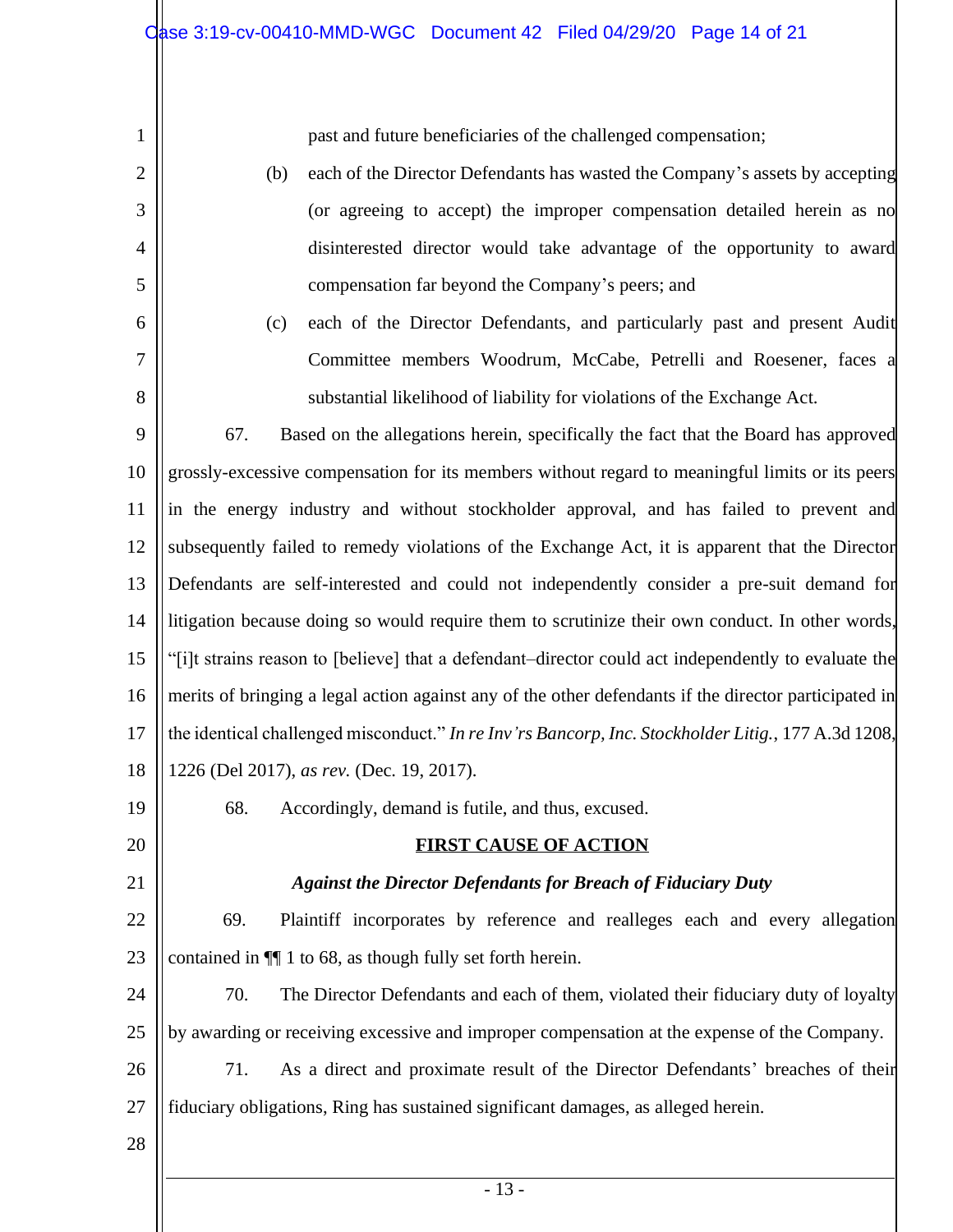past and future beneficiaries of the challenged compensation;

(b) each of the Director Defendants has wasted the Company's assets by accepting (or agreeing to accept) the improper compensation detailed herein as no disinterested director would take advantage of the opportunity to award compensation far beyond the Company's peers; and

(c) each of the Director Defendants, and particularly past and present Audit Committee members Woodrum, McCabe, Petrelli and Roesener, faces a substantial likelihood of liability for violations of the Exchange Act.

67. Based on the allegations herein, specifically the fact that the Board has approved grossly-excessive compensation for its members without regard to meaningful limits or its peers in the energy industry and without stockholder approval, and has failed to prevent and subsequently failed to remedy violations of the Exchange Act, it is apparent that the Director Defendants are self-interested and could not independently consider a pre-suit demand for litigation because doing so would require them to scrutinize their own conduct. In other words, "[i]t strains reason to [believe] that a defendant–director could act independently to evaluate the merits of bringing a legal action against any of the other defendants if the director participated in the identical challenged misconduct." *In re Inv'rs Bancorp, Inc. Stockholder Litig.*, 177 A.3d 1208, 1226 (Del 2017), *as rev.* (Dec. 19, 2017).

68. Accordingly, demand is futile, and thus, excused.

**<u>FIRST CAUSE OF ACTION</u>**

***Against the Director Defendants for Breach of Fiduciary Duty***

69. Plaintiff incorporates by reference and realleges each and every allegation contained in ¶¶ 1 to 68, as though fully set forth herein.

70. The Director Defendants and each of them, violated their fiduciary duty of loyalty by awarding or receiving excessive and improper compensation at the expense of the Company.

71. As a direct and proximate result of the Director Defendants' breaches of their fiduciary obligations, Ring has sustained significant damages, as alleged herein.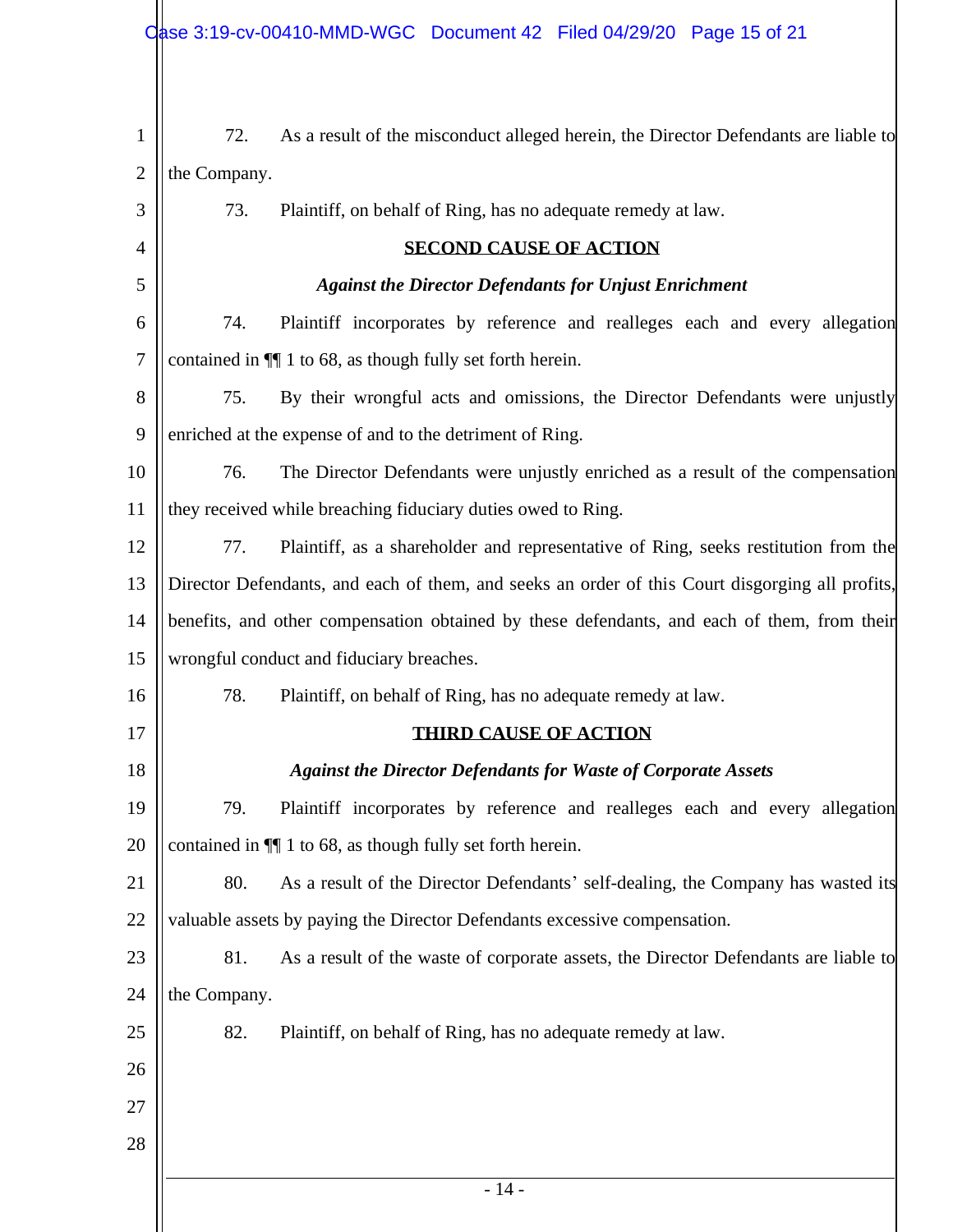72. As a result of the misconduct alleged herein, the Director Defendants are liable to the Company.

73. Plaintiff, on behalf of Ring, has no adequate remedy at law.

**SECOND CAUSE OF ACTION**

***Against the Director Defendants for Unjust Enrichment***

74. Plaintiff incorporates by reference and realleges each and every allegation contained in ¶¶ 1 to 68, as though fully set forth herein.

75. By their wrongful acts and omissions, the Director Defendants were unjustly enriched at the expense of and to the detriment of Ring.

76. The Director Defendants were unjustly enriched as a result of the compensation they received while breaching fiduciary duties owed to Ring.

77. Plaintiff, as a shareholder and representative of Ring, seeks restitution from the Director Defendants, and each of them, and seeks an order of this Court disgorging all profits, benefits, and other compensation obtained by these defendants, and each of them, from their wrongful conduct and fiduciary breaches.

78. Plaintiff, on behalf of Ring, has no adequate remedy at law.

**THIRD CAUSE OF ACTION**

***Against the Director Defendants for Waste of Corporate Assets***

79. Plaintiff incorporates by reference and realleges each and every allegation contained in ¶¶ 1 to 68, as though fully set forth herein.

80. As a result of the Director Defendants' self-dealing, the Company has wasted its valuable assets by paying the Director Defendants excessive compensation.

81. As a result of the waste of corporate assets, the Director Defendants are liable to the Company.

82. Plaintiff, on behalf of Ring, has no adequate remedy at law.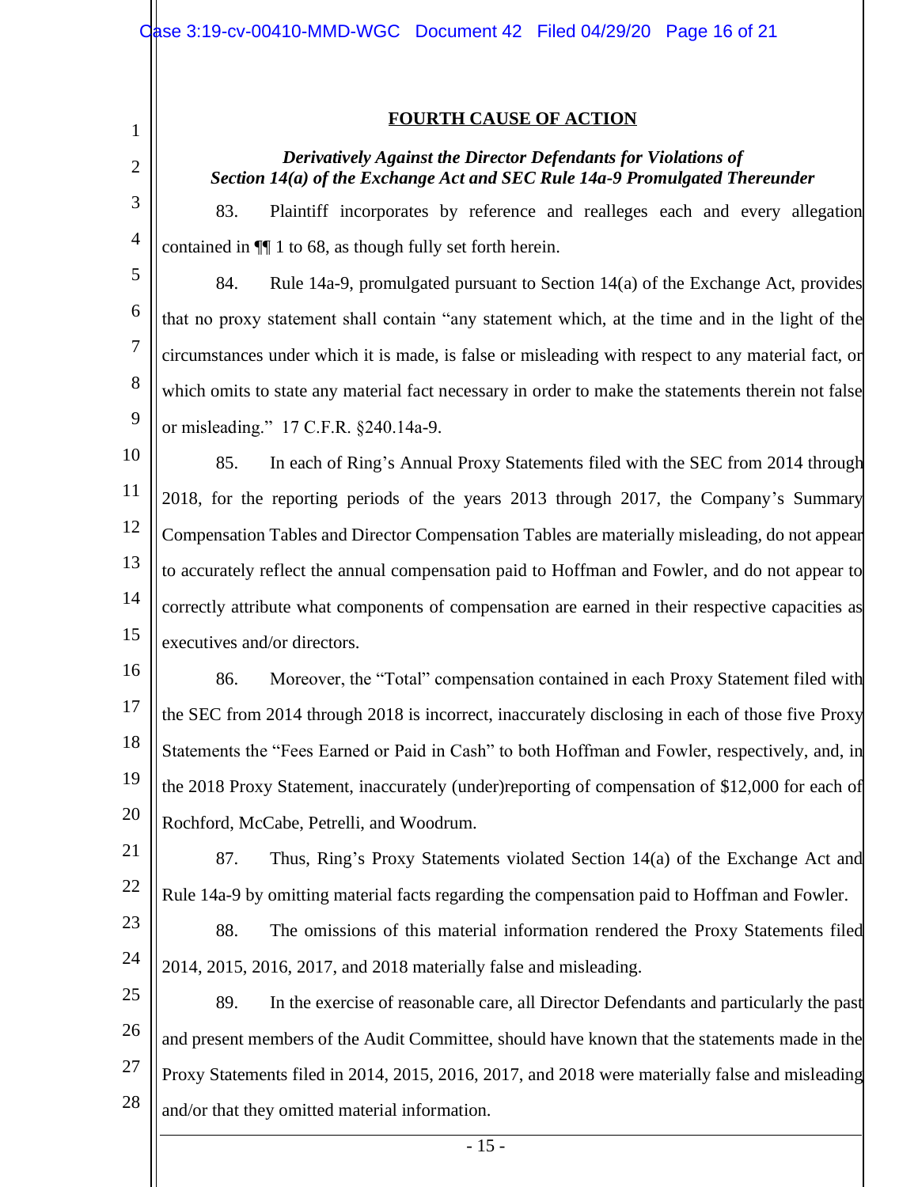## FOURTH CAUSE OF ACTION

***Derivatively Against the Director Defendants for Violations of Section 14(a) of the Exchange Act and SEC Rule 14a-9 Promulgated Thereunder***

83. Plaintiff incorporates by reference and realleges each and every allegation contained in ¶¶ 1 to 68, as though fully set forth herein.

84. Rule 14a-9, promulgated pursuant to Section 14(a) of the Exchange Act, provides that no proxy statement shall contain "any statement which, at the time and in the light of the circumstances under which it is made, is false or misleading with respect to any material fact, or which omits to state any material fact necessary in order to make the statements therein not false or misleading." 17 C.F.R. §240.14a-9.

85. In each of Ring's Annual Proxy Statements filed with the SEC from 2014 through 2018, for the reporting periods of the years 2013 through 2017, the Company's Summary Compensation Tables and Director Compensation Tables are materially misleading, do not appear to accurately reflect the annual compensation paid to Hoffman and Fowler, and do not appear to correctly attribute what components of compensation are earned in their respective capacities as executives and/or directors.

86. Moreover, the "Total" compensation contained in each Proxy Statement filed with the SEC from 2014 through 2018 is incorrect, inaccurately disclosing in each of those five Proxy Statements the "Fees Earned or Paid in Cash" to both Hoffman and Fowler, respectively, and, in the 2018 Proxy Statement, inaccurately (under)reporting of compensation of $12,000 for each of Rochford, McCabe, Petrelli, and Woodrum.

87. Thus, Ring's Proxy Statements violated Section 14(a) of the Exchange Act and Rule 14a-9 by omitting material facts regarding the compensation paid to Hoffman and Fowler.

88. The omissions of this material information rendered the Proxy Statements filed 2014, 2015, 2016, 2017, and 2018 materially false and misleading.

89. In the exercise of reasonable care, all Director Defendants and particularly the past and present members of the Audit Committee, should have known that the statements made in the Proxy Statements filed in 2014, 2015, 2016, 2017, and 2018 were materially false and misleading and/or that they omitted material information.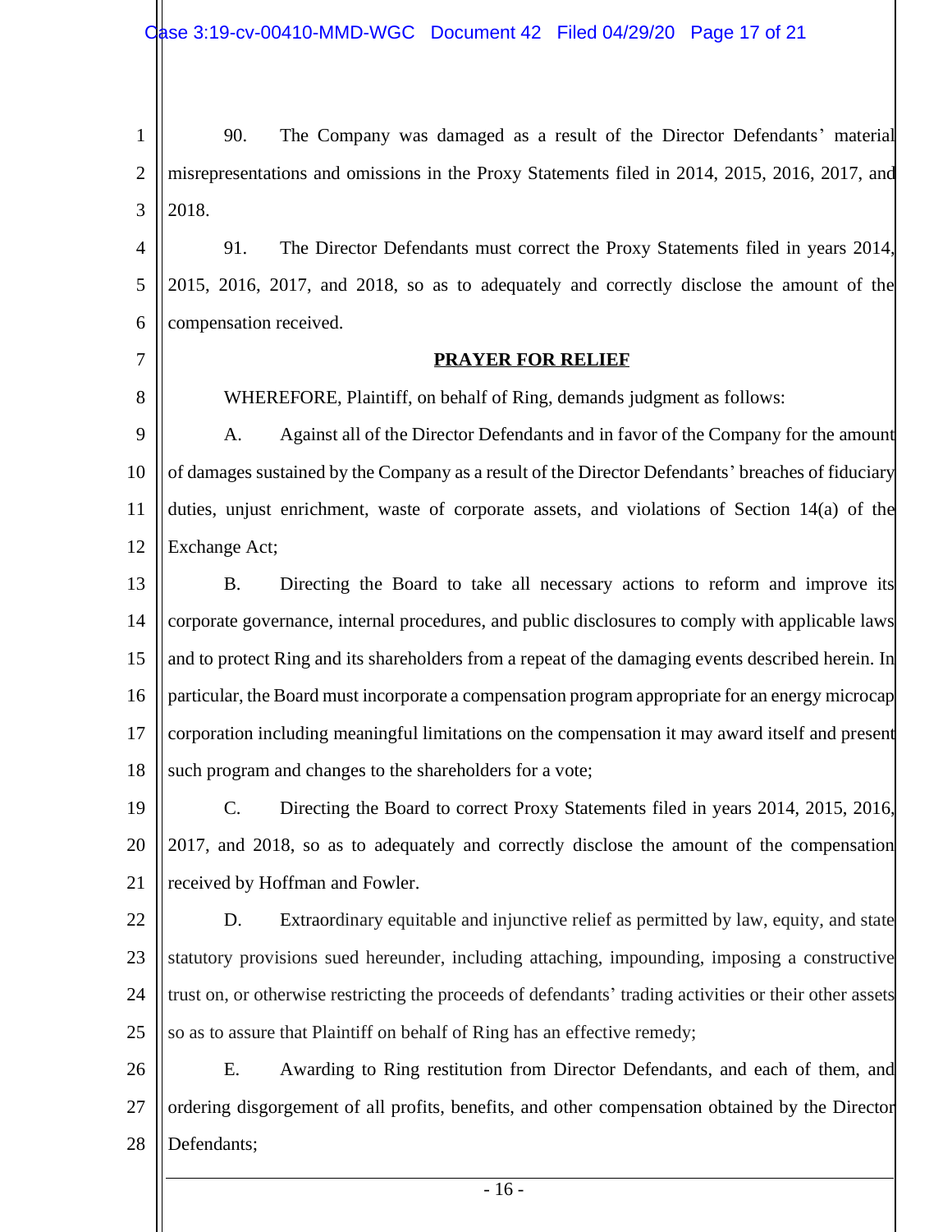90. The Company was damaged as a result of the Director Defendants' material misrepresentations and omissions in the Proxy Statements filed in 2014, 2015, 2016, 2017, and 2018.

91. The Director Defendants must correct the Proxy Statements filed in years 2014, 2015, 2016, 2017, and 2018, so as to adequately and correctly disclose the amount of the compensation received.

## PRAYER FOR RELIEF

WHEREFORE, Plaintiff, on behalf of Ring, demands judgment as follows:

A. Against all of the Director Defendants and in favor of the Company for the amount of damages sustained by the Company as a result of the Director Defendants' breaches of fiduciary duties, unjust enrichment, waste of corporate assets, and violations of Section 14(a) of the Exchange Act;

B. Directing the Board to take all necessary actions to reform and improve its corporate governance, internal procedures, and public disclosures to comply with applicable laws and to protect Ring and its shareholders from a repeat of the damaging events described herein. In particular, the Board must incorporate a compensation program appropriate for an energy microcap corporation including meaningful limitations on the compensation it may award itself and present such program and changes to the shareholders for a vote;

C. Directing the Board to correct Proxy Statements filed in years 2014, 2015, 2016, 2017, and 2018, so as to adequately and correctly disclose the amount of the compensation received by Hoffman and Fowler.

D. Extraordinary equitable and injunctive relief as permitted by law, equity, and state statutory provisions sued hereunder, including attaching, impounding, imposing a constructive trust on, or otherwise restricting the proceeds of defendants' trading activities or their other assets so as to assure that Plaintiff on behalf of Ring has an effective remedy;

E. Awarding to Ring restitution from Director Defendants, and each of them, and ordering disgorgement of all profits, benefits, and other compensation obtained by the Director Defendants;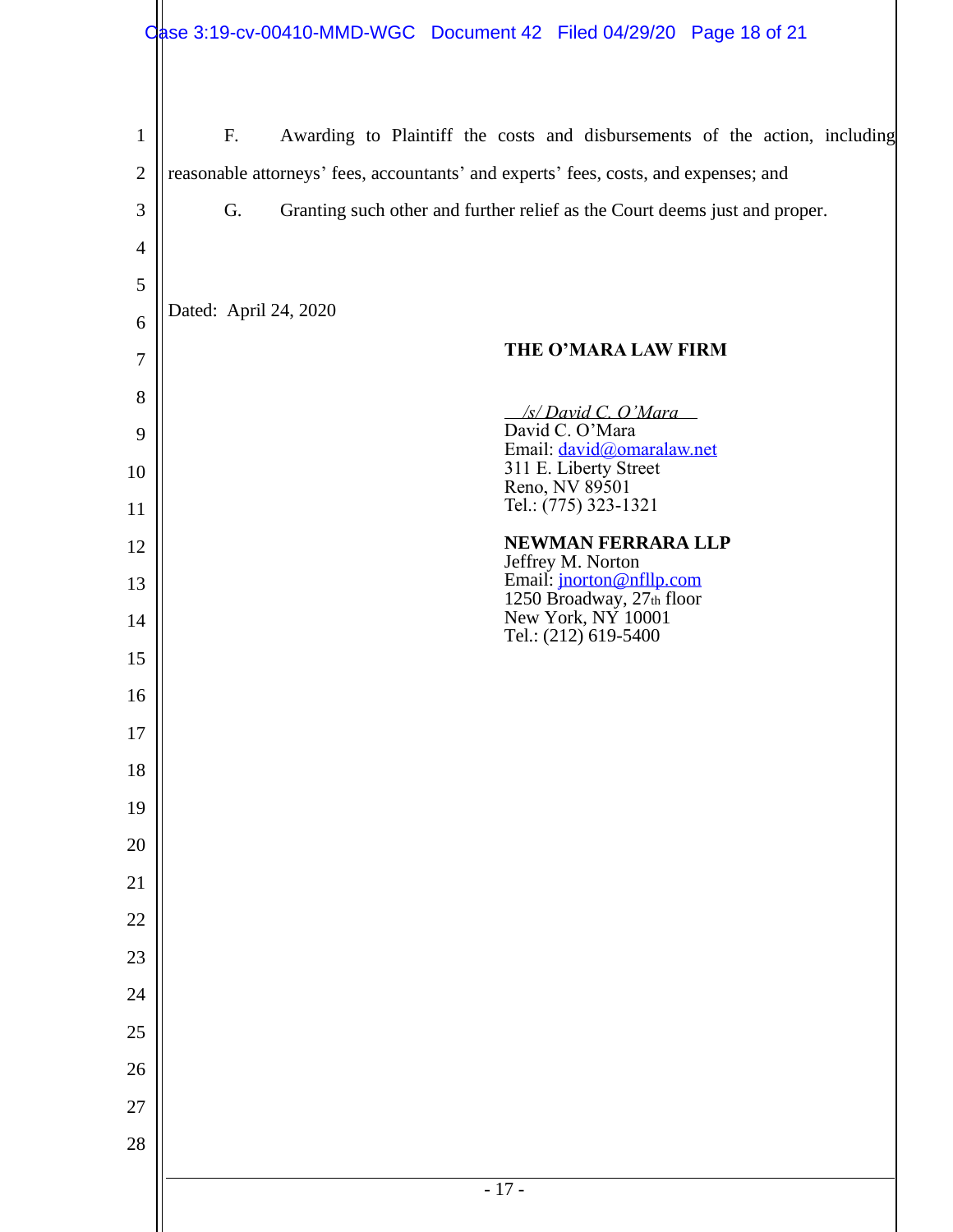F. Awarding to Plaintiff the costs and disbursements of the action, including reasonable attorneys' fees, accountants' and experts' fees, costs, and expenses; and

G. Granting such other and further relief as the Court deems just and proper.

Dated: April 24, 2020

**THE O'MARA LAW FIRM**

*/s/ David C. O'Mara*
David C. O'Mara
Email: david@omaralaw.net
311 E. Liberty Street
Reno, NV 89501
Tel.: (775) 323-1321

**NEWMAN FERRARA LLP**
Jeffrey M. Norton
Email: jnorton@nfllp.com
1250 Broadway, 27th floor
New York, NY 10001
Tel.: (212) 619-5400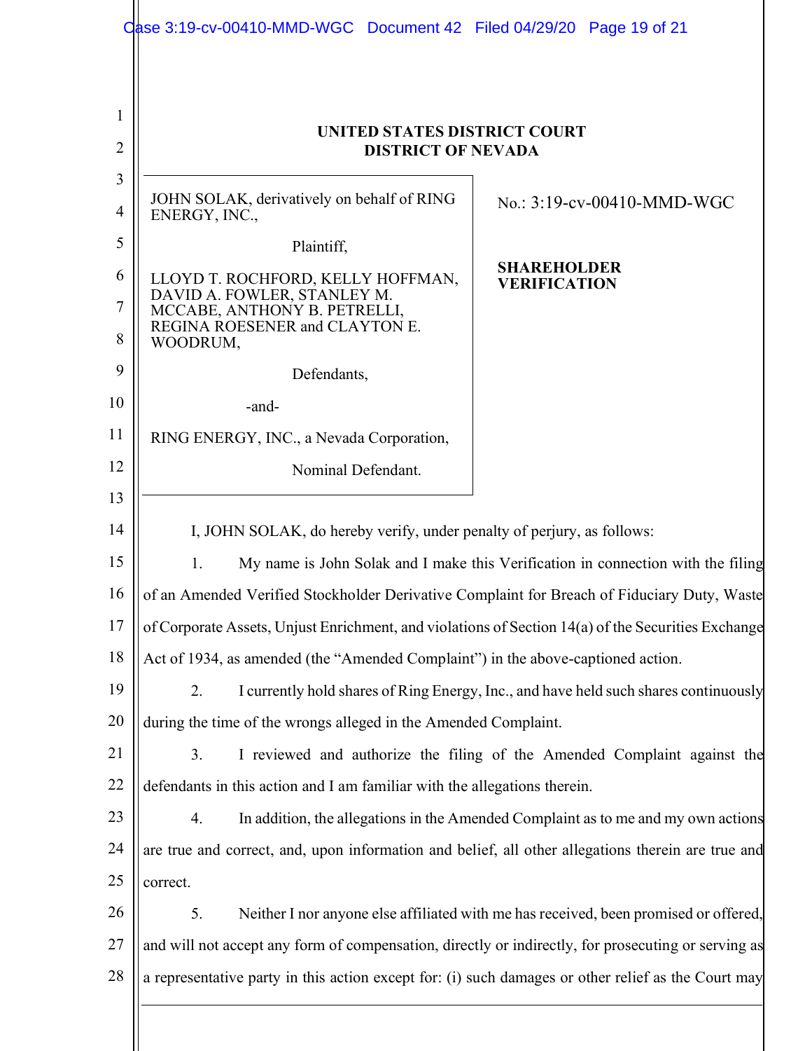**UNITED STATES DISTRICT COURT**
**DISTRICT OF NEVADA**

| | |
|---|---|
| JOHN SOLAK, derivatively on behalf of RING ENERGY, INC.,<br><br>Plaintiff,<br><br>LLOYD T. ROCHFORD, KELLY HOFFMAN, DAVID A. FOWLER, STANLEY M. MCCABE, ANTHONY B. PETRELLI, REGINA ROESENER and CLAYTON E. WOODRUM,<br><br>Defendants,<br><br>-and-<br><br>RING ENERGY, INC., a Nevada Corporation,<br><br>Nominal Defendant. | No.: 3:19-cv-00410-MMD-WGC<br><br>**SHAREHOLDER VERIFICATION** |

I, JOHN SOLAK, do hereby verify, under penalty of perjury, as follows:

1. My name is John Solak and I make this Verification in connection with the filing of an Amended Verified Stockholder Derivative Complaint for Breach of Fiduciary Duty, Waste of Corporate Assets, Unjust Enrichment, and violations of Section 14(a) of the Securities Exchange Act of 1934, as amended (the "Amended Complaint") in the above-captioned action.

2. I currently hold shares of Ring Energy, Inc., and have held such shares continuously during the time of the wrongs alleged in the Amended Complaint.

3. I reviewed and authorize the filing of the Amended Complaint against the defendants in this action and I am familiar with the allegations therein.

4. In addition, the allegations in the Amended Complaint as to me and my own actions are true and correct, and, upon information and belief, all other allegations therein are true and correct.

5. Neither I nor anyone else affiliated with me has received, been promised or offered, and will not accept any form of compensation, directly or indirectly, for prosecuting or serving as a representative party in this action except for: (i) such damages or other relief as the Court may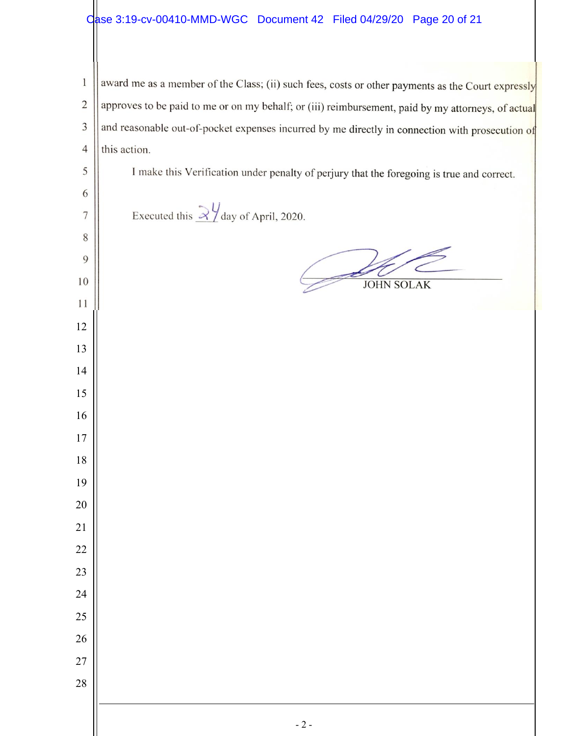award me as a member of the Class; (ii) such fees, costs or other payments as the Court expressly approves to be paid to me or on my behalf; or (iii) reimbursement, paid by my attorneys, of actual and reasonable out-of-pocket expenses incurred by me directly in connection with prosecution of this action.

I make this Verification under penalty of perjury that the foregoing is true and correct.

Executed this 24 day of April, 2020.

JOHN SOLAK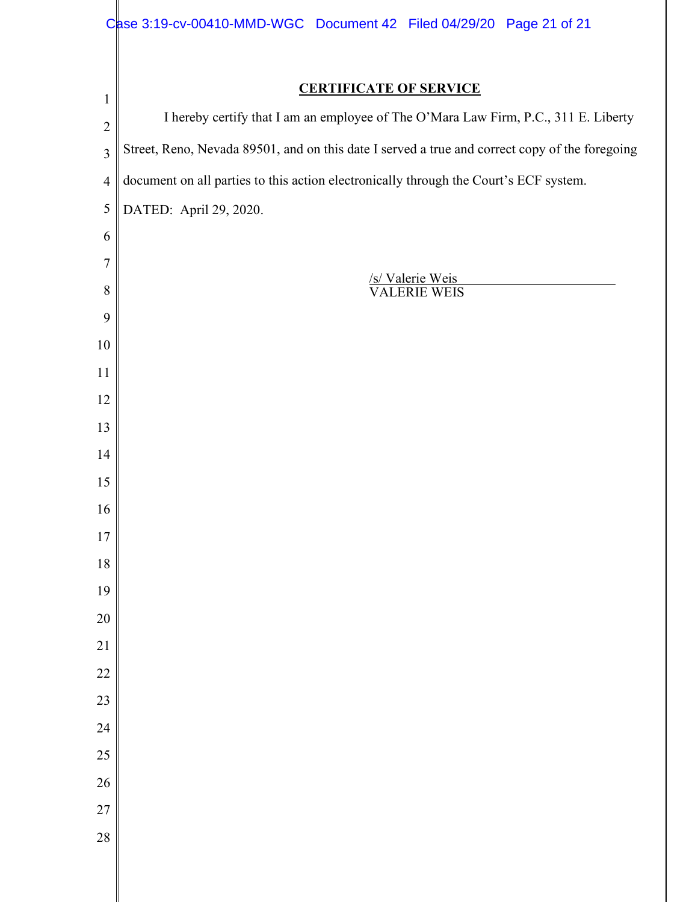## CERTIFICATE OF SERVICE

I hereby certify that I am an employee of The O'Mara Law Firm, P.C., 311 E. Liberty Street, Reno, Nevada 89501, and on this date I served a true and correct copy of the foregoing document on all parties to this action electronically through the Court's ECF system.

DATED: April 29, 2020.

/s/ Valerie Weis
VALERIE WEIS